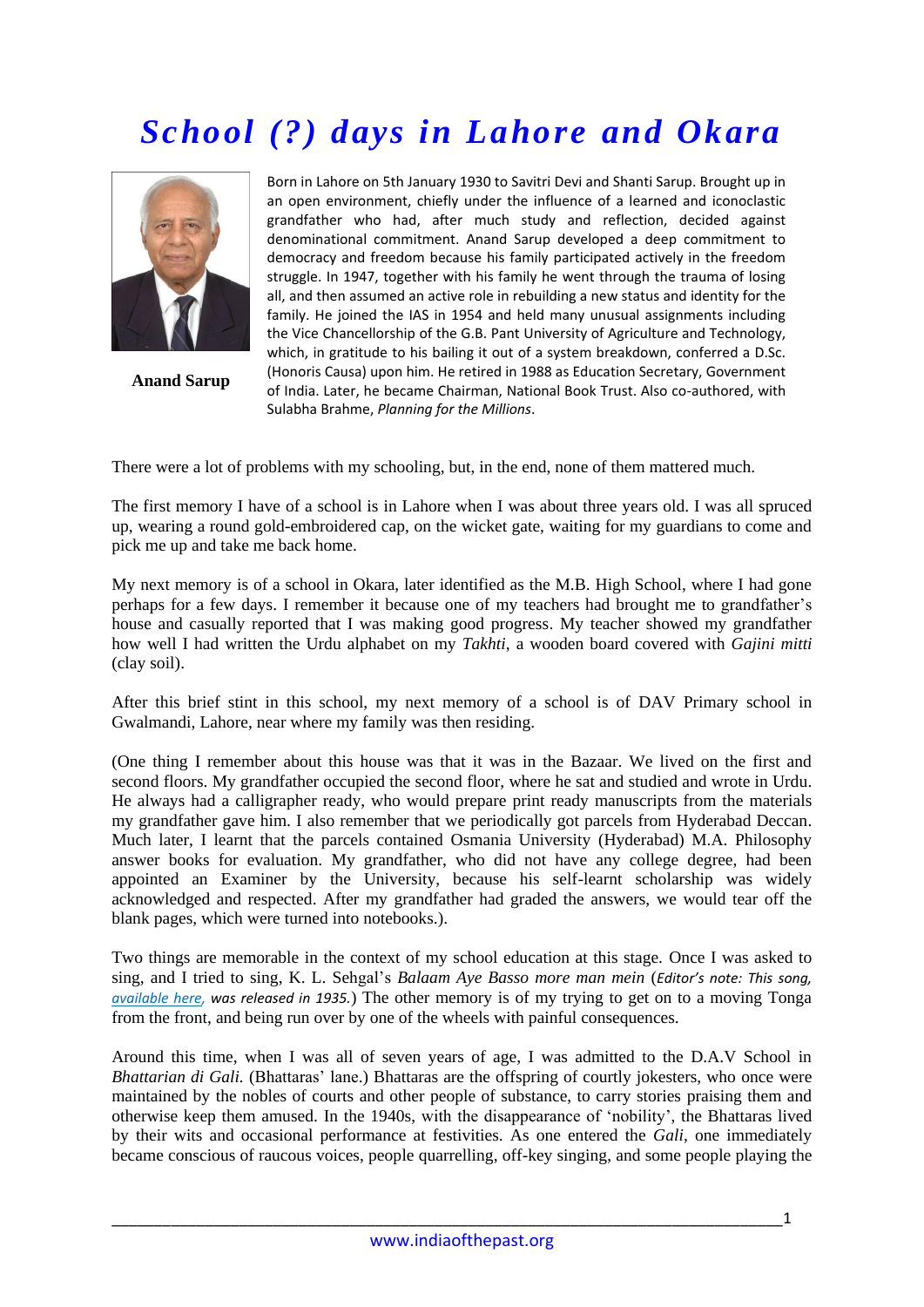# School (?) days in Lahore and Okara

**Anand Sarup**

Born in Lahore on 5th January 1930 to Savitri Devi and Shanti Sarup. Brought up in an open environment, chiefly under the influence of a learned and iconoclastic grandfather who had, after much study and reflection, decided against denominational commitment. Anand Sarup developed a deep commitment to democracy and freedom because his family participated actively in the freedom struggle. In 1947, together with his family he went through the trauma of losing all, and then assumed an active role in rebuilding a new status and identity for the family. He joined the IAS in 1954 and held many unusual assignments including the Vice Chancellorship of the G.B. Pant University of Agriculture and Technology, which, in gratitude to his bailing it out of a system breakdown, conferred a D.Sc. (Honoris Causa) upon him. He retired in 1988 as Education Secretary, Government of India. Later, he became Chairman, National Book Trust. Also co-authored, with Sulabha Brahme, *Planning for the Millions*.

There were a lot of problems with my schooling, but, in the end, none of them mattered much.

The first memory I have of a school is in Lahore when I was about three years old. I was all spruced up, wearing a round gold-embroidered cap, on the wicket gate, waiting for my guardians to come and pick me up and take me back home.

My next memory is of a school in Okara, later identified as the M.B. High School, where I had gone perhaps for a few days. I remember it because one of my teachers had brought me to grandfather's house and casually reported that I was making good progress. My teacher showed my grandfather how well I had written the Urdu alphabet on my *Takhti*, a wooden board covered with *Gajini mitti* (clay soil).

After this brief stint in this school, my next memory of a school is of DAV Primary school in Gwalmandi, Lahore, near where my family was then residing.

(One thing I remember about this house was that it was in the Bazaar. We lived on the first and second floors. My grandfather occupied the second floor, where he sat and studied and wrote in Urdu. He always had a calligrapher ready, who would prepare print ready manuscripts from the materials my grandfather gave him. I also remember that we periodically got parcels from Hyderabad Deccan. Much later, I learnt that the parcels contained Osmania University (Hyderabad) M.A. Philosophy answer books for evaluation. My grandfather, who did not have any college degree, had been appointed an Examiner by the University, because his self-learnt scholarship was widely acknowledged and respected. After my grandfather had graded the answers, we would tear off the blank pages, which were turned into notebooks.).

Two things are memorable in the context of my school education at this stage. Once I was asked to sing, and I tried to sing, K. L. Sehgal's *Balaam Aye Basso more man mein* (*Editor's note: This song, available here, was released in 1935.*) The other memory is of my trying to get on to a moving Tonga from the front, and being run over by one of the wheels with painful consequences.

Around this time, when I was all of seven years of age, I was admitted to the D.A.V School in *Bhattarian di Gali.* (Bhattaras' lane.) Bhattaras are the offspring of courtly jokesters, who once were maintained by the nobles of courts and other people of substance, to carry stories praising them and otherwise keep them amused. In the 1940s, with the disappearance of 'nobility', the Bhattaras lived by their wits and occasional performance at festivities. As one entered the *Gali*, one immediately became conscious of raucous voices, people quarrelling, off-key singing, and some people playing the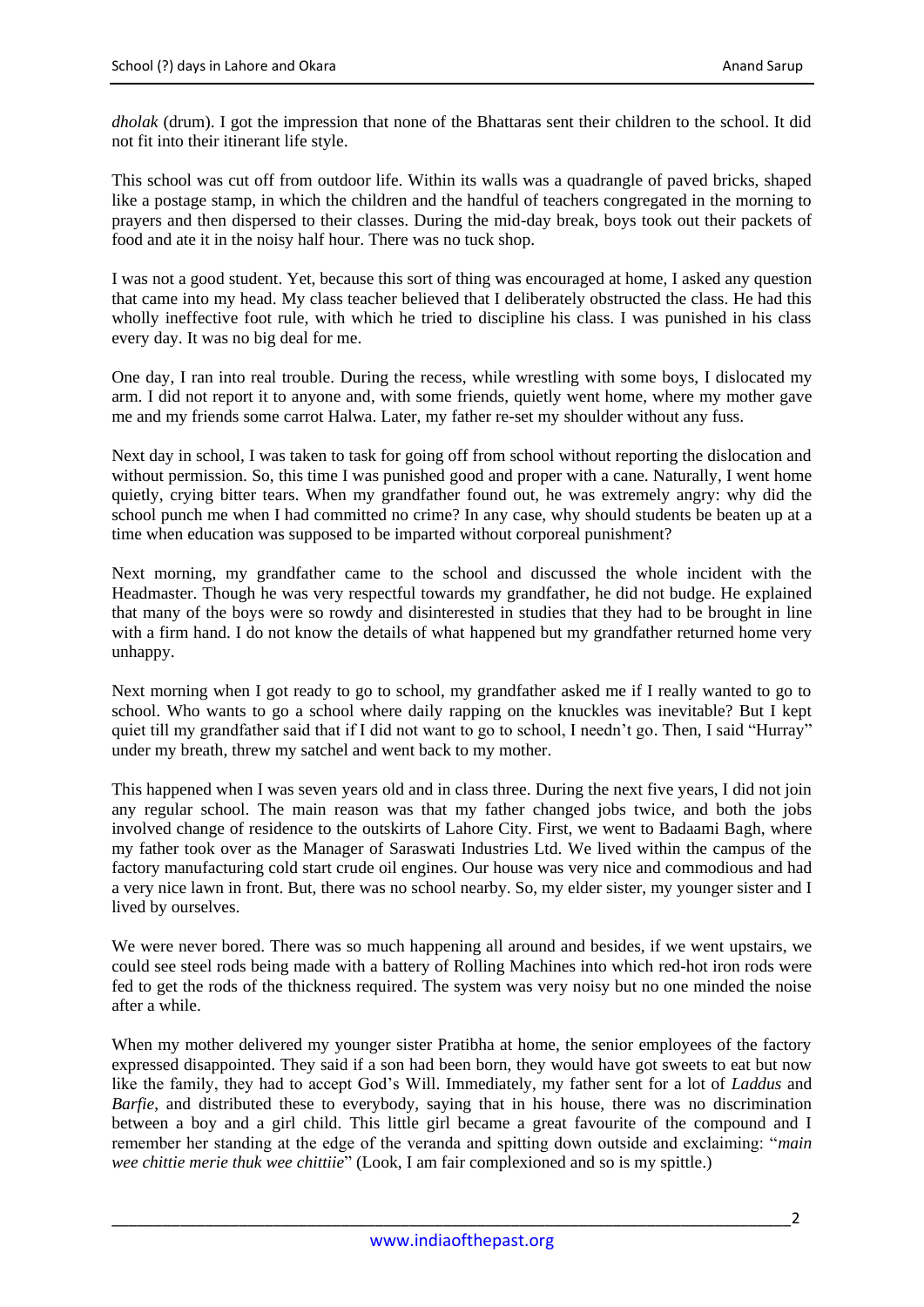*dholak* (drum). I got the impression that none of the Bhattaras sent their children to the school. It did not fit into their itinerant life style.

This school was cut off from outdoor life. Within its walls was a quadrangle of paved bricks, shaped like a postage stamp, in which the children and the handful of teachers congregated in the morning to prayers and then dispersed to their classes. During the mid-day break, boys took out their packets of food and ate it in the noisy half hour. There was no tuck shop.

I was not a good student. Yet, because this sort of thing was encouraged at home, I asked any question that came into my head. My class teacher believed that I deliberately obstructed the class. He had this wholly ineffective foot rule, with which he tried to discipline his class. I was punished in his class every day. It was no big deal for me.

One day, I ran into real trouble. During the recess, while wrestling with some boys, I dislocated my arm. I did not report it to anyone and, with some friends, quietly went home, where my mother gave me and my friends some carrot Halwa. Later, my father re-set my shoulder without any fuss.

Next day in school, I was taken to task for going off from school without reporting the dislocation and without permission. So, this time I was punished good and proper with a cane. Naturally, I went home quietly, crying bitter tears. When my grandfather found out, he was extremely angry: why did the school punch me when I had committed no crime? In any case, why should students be beaten up at a time when education was supposed to be imparted without corporeal punishment?

Next morning, my grandfather came to the school and discussed the whole incident with the Headmaster. Though he was very respectful towards my grandfather, he did not budge. He explained that many of the boys were so rowdy and disinterested in studies that they had to be brought in line with a firm hand. I do not know the details of what happened but my grandfather returned home very unhappy.

Next morning when I got ready to go to school, my grandfather asked me if I really wanted to go to school. Who wants to go a school where daily rapping on the knuckles was inevitable? But I kept quiet till my grandfather said that if I did not want to go to school, I needn't go. Then, I said "Hurray" under my breath, threw my satchel and went back to my mother.

This happened when I was seven years old and in class three. During the next five years, I did not join any regular school. The main reason was that my father changed jobs twice, and both the jobs involved change of residence to the outskirts of Lahore City. First, we went to Badaami Bagh, where my father took over as the Manager of Saraswati Industries Ltd. We lived within the campus of the factory manufacturing cold start crude oil engines. Our house was very nice and commodious and had a very nice lawn in front. But, there was no school nearby. So, my elder sister, my younger sister and I lived by ourselves.

We were never bored. There was so much happening all around and besides, if we went upstairs, we could see steel rods being made with a battery of Rolling Machines into which red-hot iron rods were fed to get the rods of the thickness required. The system was very noisy but no one minded the noise after a while.

When my mother delivered my younger sister Pratibha at home, the senior employees of the factory expressed disappointed. They said if a son had been born, they would have got sweets to eat but now like the family, they had to accept God's Will. Immediately, my father sent for a lot of *Laddus* and *Barfie*, and distributed these to everybody, saying that in his house, there was no discrimination between a boy and a girl child. This little girl became a great favourite of the compound and I remember her standing at the edge of the veranda and spitting down outside and exclaiming: "*main wee chittie merie thuk wee chittie*" (Look, I am fair complexioned and so is my spittle.)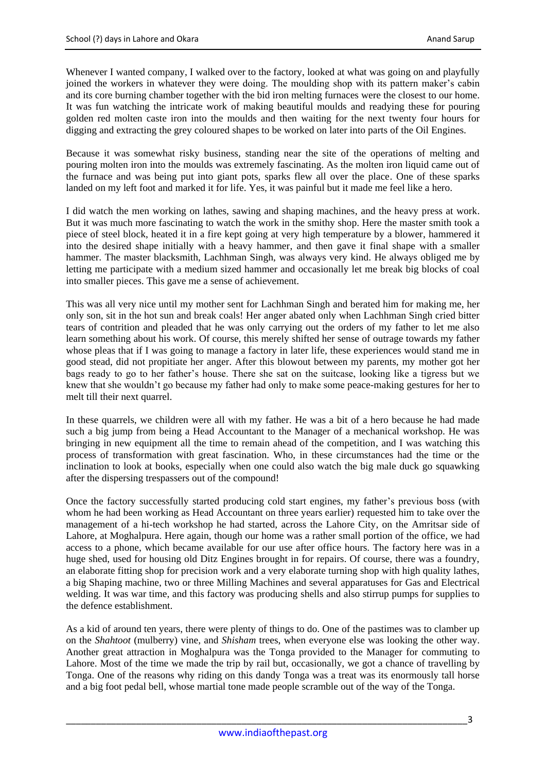Whenever I wanted company, I walked over to the factory, looked at what was going on and playfully joined the workers in whatever they were doing. The moulding shop with its pattern maker's cabin and its core burning chamber together with the bid iron melting furnaces were the closest to our home. It was fun watching the intricate work of making beautiful moulds and readying these for pouring golden red molten caste iron into the moulds and then waiting for the next twenty four hours for digging and extracting the grey coloured shapes to be worked on later into parts of the Oil Engines.

Because it was somewhat risky business, standing near the site of the operations of melting and pouring molten iron into the moulds was extremely fascinating. As the molten iron liquid came out of the furnace and was being put into giant pots, sparks flew all over the place. One of these sparks landed on my left foot and marked it for life. Yes, it was painful but it made me feel like a hero.

I did watch the men working on lathes, sawing and shaping machines, and the heavy press at work. But it was much more fascinating to watch the work in the smithy shop. Here the master smith took a piece of steel block, heated it in a fire kept going at very high temperature by a blower, hammered it into the desired shape initially with a heavy hammer, and then gave it final shape with a smaller hammer. The master blacksmith, Lachhman Singh, was always very kind. He always obliged me by letting me participate with a medium sized hammer and occasionally let me break big blocks of coal into smaller pieces. This gave me a sense of achievement.

This was all very nice until my mother sent for Lachhman Singh and berated him for making me, her only son, sit in the hot sun and break coals! Her anger abated only when Lachhman Singh cried bitter tears of contrition and pleaded that he was only carrying out the orders of my father to let me also learn something about his work. Of course, this merely shifted her sense of outrage towards my father whose pleas that if I was going to manage a factory in later life, these experiences would stand me in good stead, did not propitiate her anger. After this blowout between my parents, my mother got her bags ready to go to her father's house. There she sat on the suitcase, looking like a tigress but we knew that she wouldn't go because my father had only to make some peace-making gestures for her to melt till their next quarrel.

In these quarrels, we children were all with my father. He was a bit of a hero because he had made such a big jump from being a Head Accountant to the Manager of a mechanical workshop. He was bringing in new equipment all the time to remain ahead of the competition, and I was watching this process of transformation with great fascination. Who, in these circumstances had the time or the inclination to look at books, especially when one could also watch the big male duck go squawking after the dispersing trespassers out of the compound!

Once the factory successfully started producing cold start engines, my father's previous boss (with whom he had been working as Head Accountant on three years earlier) requested him to take over the management of a hi-tech workshop he had started, across the Lahore City, on the Amritsar side of Lahore, at Moghalpura. Here again, though our home was a rather small portion of the office, we had access to a phone, which became available for our use after office hours. The factory here was in a huge shed, used for housing old Ditz Engines brought in for repairs. Of course, there was a foundry, an elaborate fitting shop for precision work and a very elaborate turning shop with high quality lathes, a big Shaping machine, two or three Milling Machines and several apparatuses for Gas and Electrical welding. It was war time, and this factory was producing shells and also stirrup pumps for supplies to the defence establishment.

As a kid of around ten years, there were plenty of things to do. One of the pastimes was to clamber up on the *Shahtoot* (mulberry) vine, and *Shisham* trees, when everyone else was looking the other way. Another great attraction in Moghalpura was the Tonga provided to the Manager for commuting to Lahore. Most of the time we made the trip by rail but, occasionally, we got a chance of travelling by Tonga. One of the reasons why riding on this dandy Tonga was a treat was its enormously tall horse and a big foot pedal bell, whose martial tone made people scramble out of the way of the Tonga.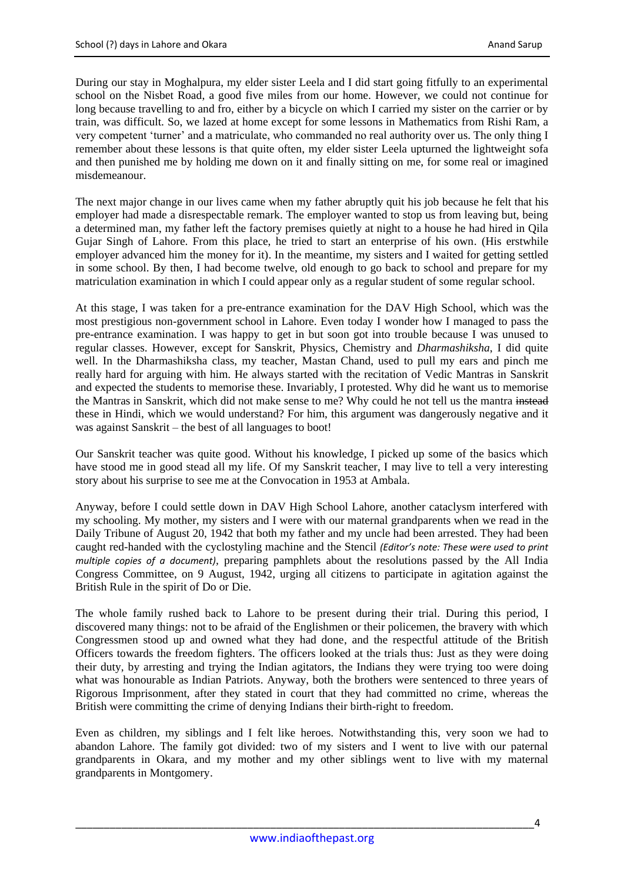During our stay in Moghalpura, my elder sister Leela and I did start going fitfully to an experimental school on the Nisbet Road, a good five miles from our home. However, we could not continue for long because travelling to and fro, either by a bicycle on which I carried my sister on the carrier or by train, was difficult. So, we lazed at home except for some lessons in Mathematics from Rishi Ram, a very competent 'turner' and a matriculate, who commanded no real authority over us. The only thing I remember about these lessons is that quite often, my elder sister Leela upturned the lightweight sofa and then punished me by holding me down on it and finally sitting on me, for some real or imagined misdemeanour.

The next major change in our lives came when my father abruptly quit his job because he felt that his employer had made a disrespectable remark. The employer wanted to stop us from leaving but, being a determined man, my father left the factory premises quietly at night to a house he had hired in Qila Gujar Singh of Lahore. From this place, he tried to start an enterprise of his own. (His erstwhile employer advanced him the money for it). In the meantime, my sisters and I waited for getting settled in some school. By then, I had become twelve, old enough to go back to school and prepare for my matriculation examination in which I could appear only as a regular student of some regular school.

At this stage, I was taken for a pre-entrance examination for the DAV High School, which was the most prestigious non-government school in Lahore. Even today I wonder how I managed to pass the pre-entrance examination. I was happy to get in but soon got into trouble because I was unused to regular classes. However, except for Sanskrit, Physics, Chemistry and *Dharmashiksha*, I did quite well. In the Dharmashiksha class, my teacher, Mastan Chand, used to pull my ears and pinch me really hard for arguing with him. He always started with the recitation of Vedic Mantras in Sanskrit and expected the students to memorise these. Invariably, I protested. Why did he want us to memorise the Mantras in Sanskrit, which did not make sense to me? Why could he not tell us the mantra ~~instead~~ these in Hindi, which we would understand? For him, this argument was dangerously negative and it was against Sanskrit – the best of all languages to boot!

Our Sanskrit teacher was quite good. Without his knowledge, I picked up some of the basics which have stood me in good stead all my life. Of my Sanskrit teacher, I may live to tell a very interesting story about his surprise to see me at the Convocation in 1953 at Ambala.

Anyway, before I could settle down in DAV High School Lahore, another cataclysm interfered with my schooling. My mother, my sisters and I were with our maternal grandparents when we read in the Daily Tribune of August 20, 1942 that both my father and my uncle had been arrested. They had been caught red-handed with the cyclostyling machine and the Stencil *(Editor's note: These were used to print multiple copies of a document)*, preparing pamphlets about the resolutions passed by the All India Congress Committee, on 9 August, 1942, urging all citizens to participate in agitation against the British Rule in the spirit of Do or Die.

The whole family rushed back to Lahore to be present during their trial. During this period, I discovered many things: not to be afraid of the Englishmen or their policemen, the bravery with which Congressmen stood up and owned what they had done, and the respectful attitude of the British Officers towards the freedom fighters. The officers looked at the trials thus: Just as they were doing their duty, by arresting and trying the Indian agitators, the Indians they were trying too were doing what was honourable as Indian Patriots. Anyway, both the brothers were sentenced to three years of Rigorous Imprisonment, after they stated in court that they had committed no crime, whereas the British were committing the crime of denying Indians their birth-right to freedom.

Even as children, my siblings and I felt like heroes. Notwithstanding this, very soon we had to abandon Lahore. The family got divided: two of my sisters and I went to live with our paternal grandparents in Okara, and my mother and my other siblings went to live with my maternal grandparents in Montgomery.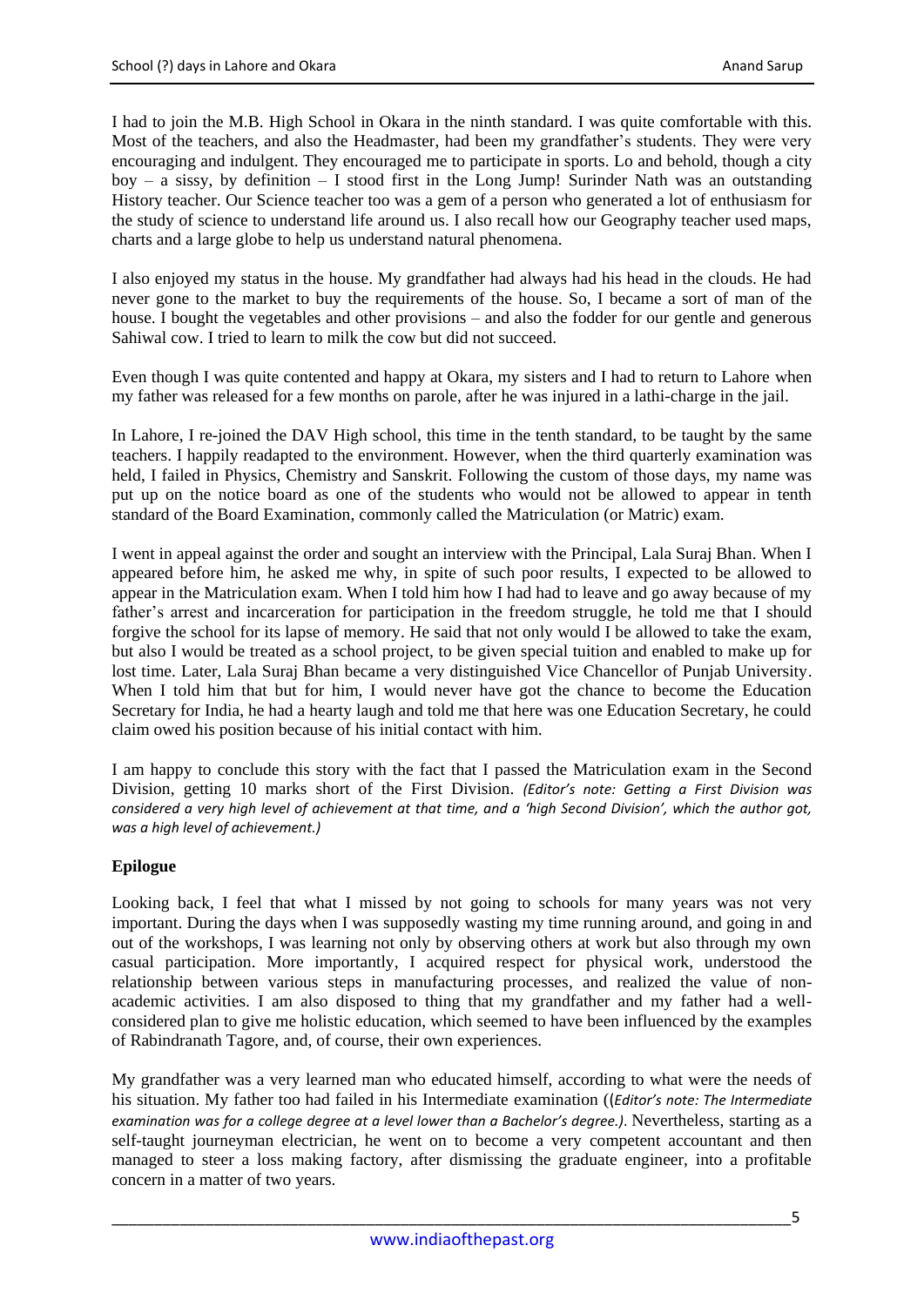I had to join the M.B. High School in Okara in the ninth standard. I was quite comfortable with this. Most of the teachers, and also the Headmaster, had been my grandfather's students. They were very encouraging and indulgent. They encouraged me to participate in sports. Lo and behold, though a city boy – a sissy, by definition – I stood first in the Long Jump! Surinder Nath was an outstanding History teacher. Our Science teacher too was a gem of a person who generated a lot of enthusiasm for the study of science to understand life around us. I also recall how our Geography teacher used maps, charts and a large globe to help us understand natural phenomena.

I also enjoyed my status in the house. My grandfather had always had his head in the clouds. He had never gone to the market to buy the requirements of the house. So, I became a sort of man of the house. I bought the vegetables and other provisions – and also the fodder for our gentle and generous Sahiwal cow. I tried to learn to milk the cow but did not succeed.

Even though I was quite contented and happy at Okara, my sisters and I had to return to Lahore when my father was released for a few months on parole, after he was injured in a lathi-charge in the jail.

In Lahore, I re-joined the DAV High school, this time in the tenth standard, to be taught by the same teachers. I happily readapted to the environment. However, when the third quarterly examination was held, I failed in Physics, Chemistry and Sanskrit. Following the custom of those days, my name was put up on the notice board as one of the students who would not be allowed to appear in tenth standard of the Board Examination, commonly called the Matriculation (or Matric) exam.

I went in appeal against the order and sought an interview with the Principal, Lala Suraj Bhan. When I appeared before him, he asked me why, in spite of such poor results, I expected to be allowed to appear in the Matriculation exam. When I told him how I had had to leave and go away because of my father's arrest and incarceration for participation in the freedom struggle, he told me that I should forgive the school for its lapse of memory. He said that not only would I be allowed to take the exam, but also I would be treated as a school project, to be given special tuition and enabled to make up for lost time. Later, Lala Suraj Bhan became a very distinguished Vice Chancellor of Punjab University. When I told him that but for him, I would never have got the chance to become the Education Secretary for India, he had a hearty laugh and told me that here was one Education Secretary, he could claim owed his position because of his initial contact with him.

I am happy to conclude this story with the fact that I passed the Matriculation exam in the Second Division, getting 10 marks short of the First Division. *(Editor's note: Getting a First Division was considered a very high level of achievement at that time, and a 'high Second Division', which the author got, was a high level of achievement.)*

**Epilogue**

Looking back, I feel that what I missed by not going to schools for many years was not very important. During the days when I was supposedly wasting my time running around, and going in and out of the workshops, I was learning not only by observing others at work but also through my own casual participation. More importantly, I acquired respect for physical work, understood the relationship between various steps in manufacturing processes, and realized the value of non-academic activities. I am also disposed to thing that my grandfather and my father had a well-considered plan to give me holistic education, which seemed to have been influenced by the examples of Rabindranath Tagore, and, of course, their own experiences.

My grandfather was a very learned man who educated himself, according to what were the needs of his situation. My father too had failed in his Intermediate examination ((*Editor's note: The Intermediate examination was for a college degree at a level lower than a Bachelor's degree.)*. Nevertheless, starting as a self-taught journeyman electrician, he went on to become a very competent accountant and then managed to steer a loss making factory, after dismissing the graduate engineer, into a profitable concern in a matter of two years.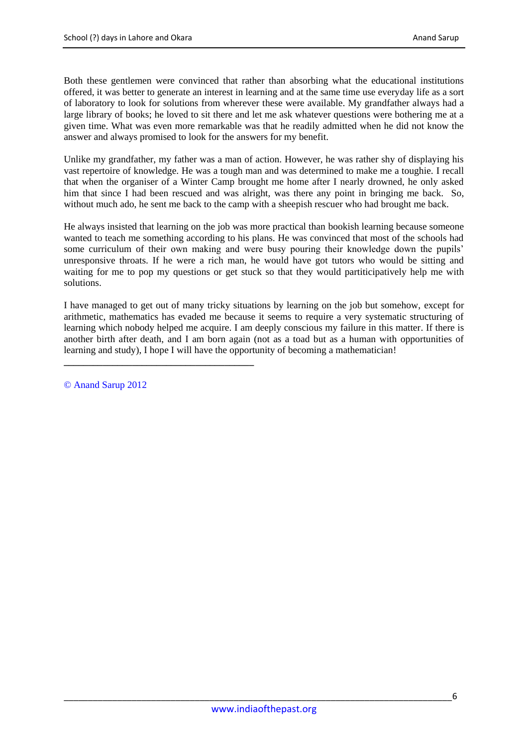Both these gentlemen were convinced that rather than absorbing what the educational institutions offered, it was better to generate an interest in learning and at the same time use everyday life as a sort of laboratory to look for solutions from wherever these were available. My grandfather always had a large library of books; he loved to sit there and let me ask whatever questions were bothering me at a given time. What was even more remarkable was that he readily admitted when he did not know the answer and always promised to look for the answers for my benefit.

Unlike my grandfather, my father was a man of action. However, he was rather shy of displaying his vast repertoire of knowledge. He was a tough man and was determined to make me a toughie. I recall that when the organiser of a Winter Camp brought me home after I nearly drowned, he only asked him that since I had been rescued and was alright, was there any point in bringing me back. So, without much ado, he sent me back to the camp with a sheepish rescuer who had brought me back.

He always insisted that learning on the job was more practical than bookish learning because someone wanted to teach me something according to his plans. He was convinced that most of the schools had some curriculum of their own making and were busy pouring their knowledge down the pupils' unresponsive throats. If he were a rich man, he would have got tutors who would be sitting and waiting for me to pop my questions or get stuck so that they would partiticipatively help me with solutions.

I have managed to get out of many tricky situations by learning on the job but somehow, except for arithmetic, mathematics has evaded me because it seems to require a very systematic structuring of learning which nobody helped me acquire. I am deeply conscious my failure in this matter. If there is another birth after death, and I am born again (not as a toad but as a human with opportunities of learning and study), I hope I will have the opportunity of becoming a mathematician!

---

© Anand Sarup 2012